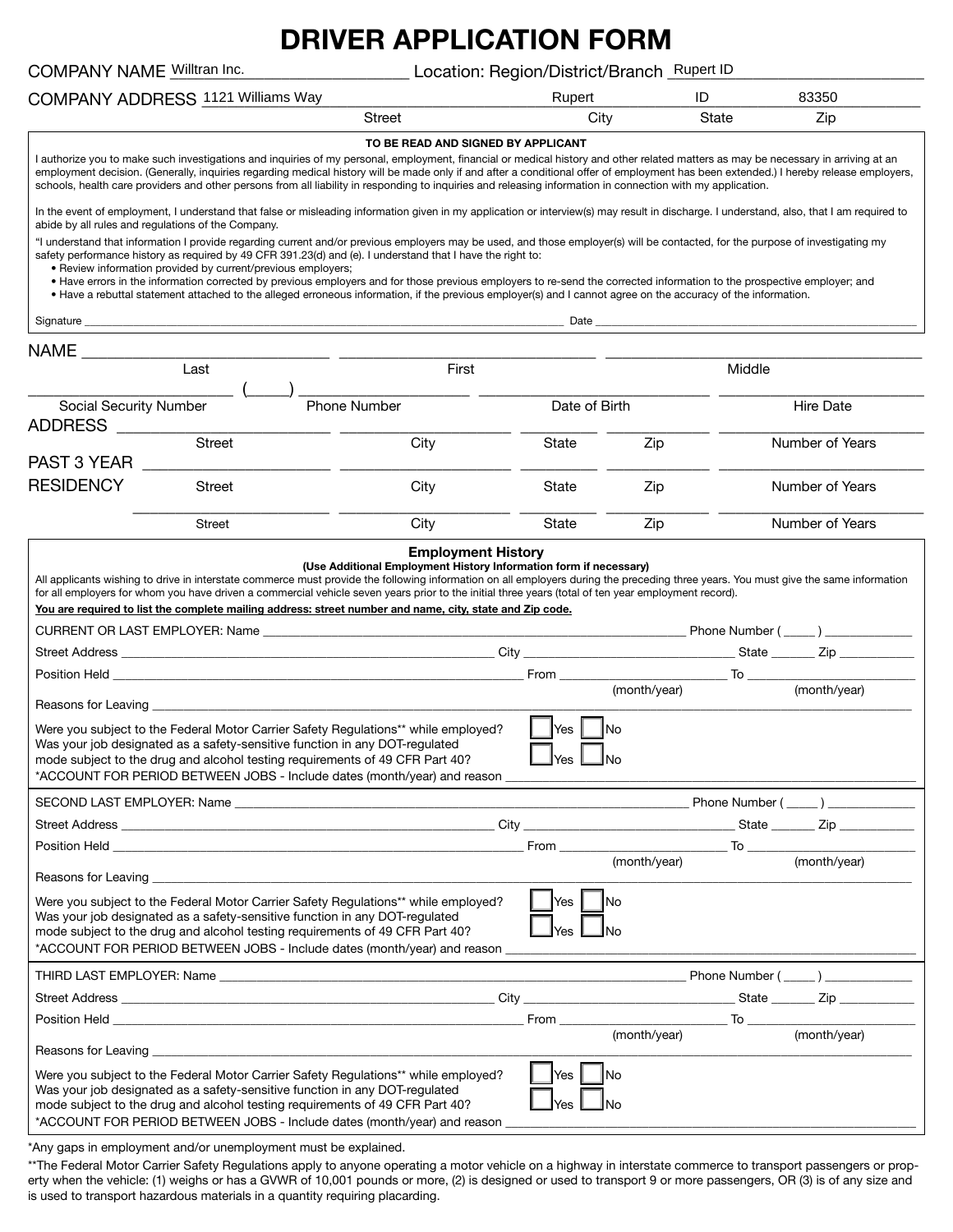# DRIVER APPLICATION FORM

COMPANY NAME Willtran Inc. Location: Region/District/Branch Rupert ID

COMPANY ADDRESS 1121 Williams Way | Rupert | ID | 83350

| Street | City | State | Zip |
|---|---|---|---|
| 1121 Williams Way | Rupert | ID | 83350 |

**TO BE READ AND SIGNED BY APPLICANT**

I authorize you to make such investigations and inquiries of my personal, employment, financial or medical history and other related matters as may be necessary in arriving at an employment decision. (Generally, inquiries regarding medical history will be made only if and after a conditional offer of employment has been extended.) I hereby release employers, schools, health care providers and other persons from all liability in responding to inquiries and releasing information in connection with my application.

In the event of employment, I understand that false or misleading information given in my application or interview(s) may result in discharge. I understand, also, that I am required to abide by all rules and regulations of the Company.

"I understand that information I provide regarding current and/or previous employers may be used, and those employer(s) will be contacted, for the purpose of investigating my safety performance history as required by 49 CFR 391.23(d) and (e). I understand that I have the right to:

- Review information provided by current/previous employers;
- Have errors in the information corrected by previous employers and for those previous employers to re-send the corrected information to the prospective employer; and
- Have a rebuttal statement attached to the alleged erroneous information, if the previous employer(s) and I cannot agree on the accuracy of the information.

Signature ______________________ Date ______________________

NAME ______________ ______________ ______________
Last First Middle

______________ ( ) ______________ ______________ ______________
Social Security Number Phone Number Date of Birth Hire Date

ADDRESS ______________ ______________ ______ ______ ______________
Street City State Zip Number of Years

PAST 3 YEAR RESIDENCY ______________ ______________ ______ ______ ______________
Street City State Zip Number of Years

______________ ______________ ______ ______ ______________
Street City State Zip Number of Years

## Employment History

**(Use Additional Employment History Information form if necessary)**

All applicants wishing to drive in interstate commerce must provide the following information on all employers during the preceding three years. You must give the same information for all employers for whom you have driven a commercial vehicle seven years prior to the initial three years (total of ten year employment record).

**You are required to list the complete mailing address: street number and name, city, state and Zip code.**

CURRENT OR LAST EMPLOYER: Name ______________ Phone Number ( ) ______

Street Address ______________ City ______________ State ______ Zip ______

Position Held ______________ From ______________ (month/year) To ______________ (month/year)

Reasons for Leaving ______________________

Were you subject to the Federal Motor Carrier Safety Regulations** while employed? ☐ Yes ☐ No

Was your job designated as a safety-sensitive function in any DOT-regulated mode subject to the drug and alcohol testing requirements of 49 CFR Part 40? ☐ Yes ☐ No

*ACCOUNT FOR PERIOD BETWEEN JOBS - Include dates (month/year) and reason ______________

SECOND LAST EMPLOYER: Name ______________ Phone Number ( ) ______

Street Address ______________ City ______________ State ______ Zip ______

Position Held ______________ From ______________ (month/year) To ______________ (month/year)

Reasons for Leaving ______________________

Were you subject to the Federal Motor Carrier Safety Regulations** while employed? ☐ Yes ☐ No

Was your job designated as a safety-sensitive function in any DOT-regulated mode subject to the drug and alcohol testing requirements of 49 CFR Part 40? ☐ Yes ☐ No

*ACCOUNT FOR PERIOD BETWEEN JOBS - Include dates (month/year) and reason ______________

THIRD LAST EMPLOYER: Name ______________ Phone Number ( ) ______

Street Address ______________ City ______________ State ______ Zip ______

Position Held ______________ From ______________ (month/year) To ______________ (month/year)

Reasons for Leaving ______________________

Were you subject to the Federal Motor Carrier Safety Regulations** while employed? ☐ Yes ☐ No

Was your job designated as a safety-sensitive function in any DOT-regulated mode subject to the drug and alcohol testing requirements of 49 CFR Part 40? ☐ Yes ☐ No

*ACCOUNT FOR PERIOD BETWEEN JOBS - Include dates (month/year) and reason ______________

*Any gaps in employment and/or unemployment must be explained.

**The Federal Motor Carrier Safety Regulations apply to anyone operating a motor vehicle on a highway in interstate commerce to transport passengers or property when the vehicle: (1) weighs or has a GVWR of 10,001 pounds or more, (2) is designed or used to transport 9 or more passengers, OR (3) is of any size and is used to transport hazardous materials in a quantity requiring placarding.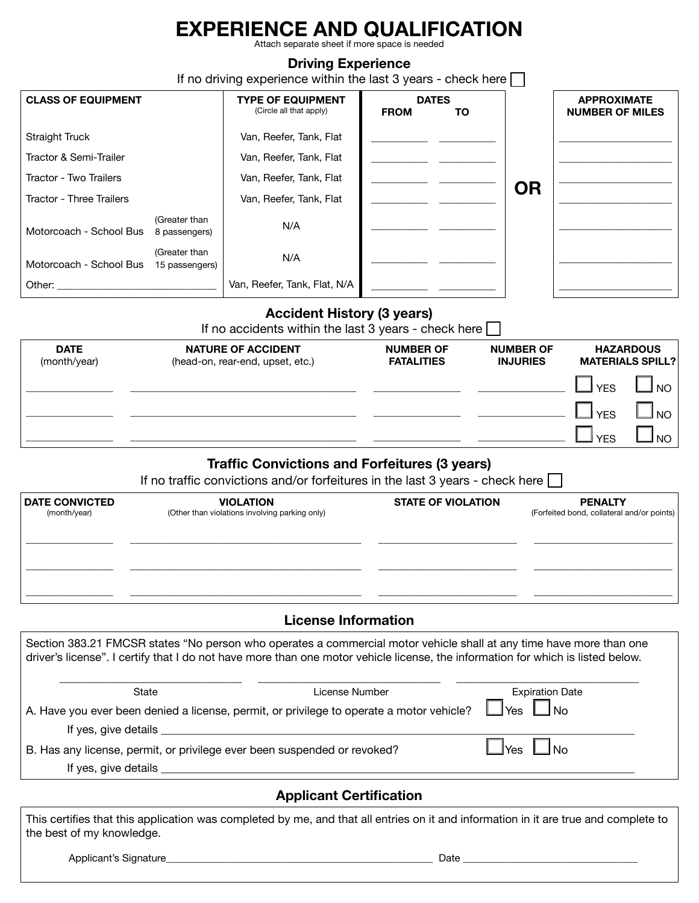# EXPERIENCE AND QUALIFICATION

Attach separate sheet if more space is needed

## Driving Experience

If no driving experience within the last 3 years - check here ☐

| CLASS OF EQUIPMENT | | TYPE OF EQUIPMENT (Circle all that apply) | DATES FROM | DATES TO | | APPROXIMATE NUMBER OF MILES |
|---|---|---|---|---|---|---|
| Straight Truck | | Van, Reefer, Tank, Flat | ________ | ________ | OR | ________________ |
| Tractor & Semi-Trailer | | Van, Reefer, Tank, Flat | ________ | ________ | | ________________ |
| Tractor - Two Trailers | | Van, Reefer, Tank, Flat | ________ | ________ | | ________________ |
| Tractor - Three Trailers | | Van, Reefer, Tank, Flat | ________ | ________ | | ________________ |
| Motorcoach - School Bus | (Greater than 8 passengers) | N/A | ________ | ________ | | ________________ |
| Motorcoach - School Bus | (Greater than 15 passengers) | N/A | ________ | ________ | | ________________ |
| Other: ____________________ | | Van, Reefer, Tank, Flat, N/A | ________ | ________ | | ________________ |

## Accident History (3 years)

If no accidents within the last 3 years - check here ☐

| DATE (month/year) | NATURE OF ACCIDENT (head-on, rear-end, upset, etc.) | NUMBER OF FATALITIES | NUMBER OF INJURIES | HAZARDOUS MATERIALS SPILL? |
|---|---|---|---|---|
| ________ | ________________________ | ________ | ________ | ☐ YES ☐ NO |
| ________ | ________________________ | ________ | ________ | ☐ YES ☐ NO |
| ________ | ________________________ | ________ | ________ | ☐ YES ☐ NO |

## Traffic Convictions and Forfeitures (3 years)

If no traffic convictions and/or forfeitures in the last 3 years - check here ☐

| DATE CONVICTED (month/year) | VIOLATION (Other than violations involving parking only) | STATE OF VIOLATION | PENALTY (Forfeited bond, collateral and/or points) |
|---|---|---|---|
| ________ | ________________________ | ________________ | ________________ |
| ________ | ________________________ | ________________ | ________________ |
| ________ | ________________________ | ________________ | ________________ |

## License Information

Section 383.21 FMCSR states "No person who operates a commercial motor vehicle shall at any time have more than one driver's license". I certify that I do not have more than one motor vehicle license, the information for which is listed below.

| State | License Number | Expiration Date |
|---|---|---|
| ____________________ | ____________________ | ____________________ |

A. Have you ever been denied a license, permit, or privilege to operate a motor vehicle? ☐ Yes ☐ No

If yes, give details ______________________________________________________________

B. Has any license, permit, or privilege ever been suspended or revoked? ☐ Yes ☐ No

If yes, give details ______________________________________________________________

## Applicant Certification

This certifies that this application was completed by me, and that all entries on it and information in it are true and complete to the best of my knowledge.

Applicant's Signature________________________________________ Date ________________________